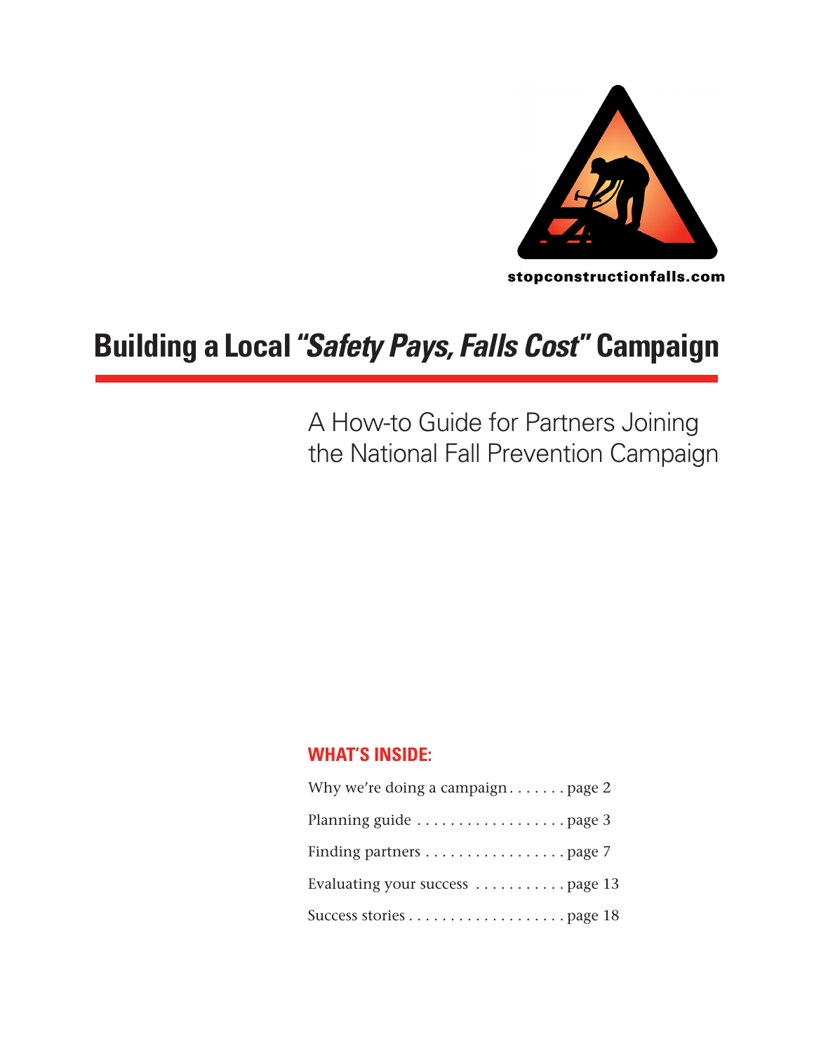stopconstructionfalls.com

# Building a Local *"Safety Pays, Falls Cost"* Campaign

## A How-to Guide for Partners Joining the National Fall Prevention Campaign

### WHAT'S INSIDE:

Why we're doing a campaign . . . . . . . page 2

Planning guide . . . . . . . . . . . . . . . . . . page 3

Finding partners . . . . . . . . . . . . . . . . . page 7

Evaluating your success . . . . . . . . . . . page 13

Success stories . . . . . . . . . . . . . . . . . . . page 18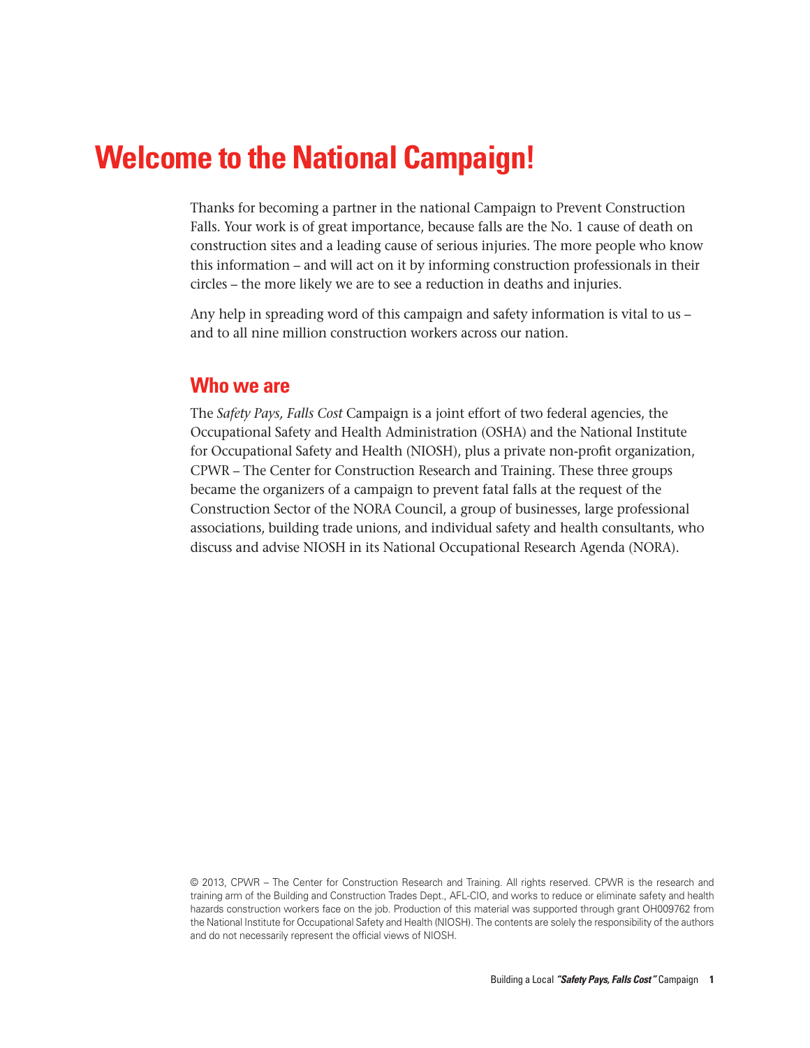# Welcome to the National Campaign!

Thanks for becoming a partner in the national Campaign to Prevent Construction Falls. Your work is of great importance, because falls are the No. 1 cause of death on construction sites and a leading cause of serious injuries. The more people who know this information – and will act on it by informing construction professionals in their circles – the more likely we are to see a reduction in deaths and injuries.

Any help in spreading word of this campaign and safety information is vital to us – and to all nine million construction workers across our nation.

## Who we are

The *Safety Pays, Falls Cost* Campaign is a joint effort of two federal agencies, the Occupational Safety and Health Administration (OSHA) and the National Institute for Occupational Safety and Health (NIOSH), plus a private non-profit organization, CPWR – The Center for Construction Research and Training. These three groups became the organizers of a campaign to prevent fatal falls at the request of the Construction Sector of the NORA Council, a group of businesses, large professional associations, building trade unions, and individual safety and health consultants, who discuss and advise NIOSH in its National Occupational Research Agenda (NORA).

© 2013, CPWR – The Center for Construction Research and Training. All rights reserved. CPWR is the research and training arm of the Building and Construction Trades Dept., AFL-CIO, and works to reduce or eliminate safety and health hazards construction workers face on the job. Production of this material was supported through grant OH009762 from the National Institute for Occupational Safety and Health (NIOSH). The contents are solely the responsibility of the authors and do not necessarily represent the official views of NIOSH.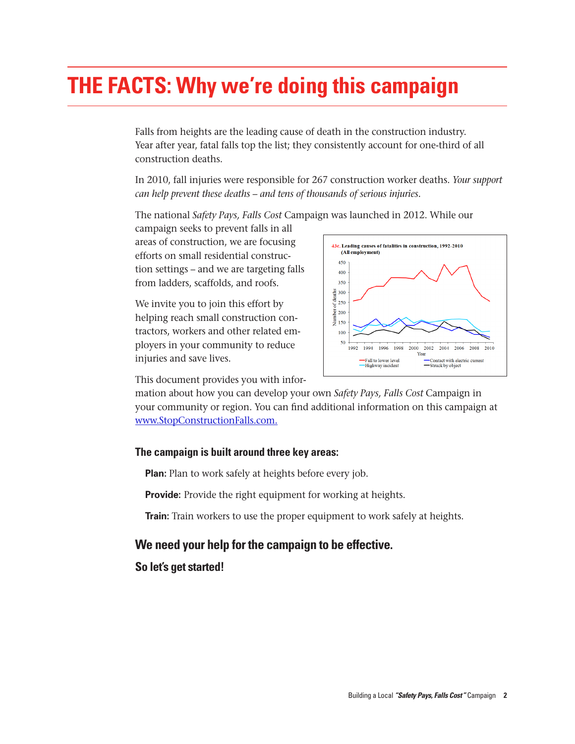# THE FACTS: Why we're doing this campaign

Falls from heights are the leading cause of death in the construction industry. Year after year, fatal falls top the list; they consistently account for one-third of all construction deaths.

In 2010, fall injuries were responsible for 267 construction worker deaths. *Your support can help prevent these deaths – and tens of thousands of serious injuries.*

The national *Safety Pays, Falls Cost* Campaign was launched in 2012. While our campaign seeks to prevent falls in all areas of construction, we are focusing efforts on small residential construction settings – and we are targeting falls from ladders, scaffolds, and roofs.

We invite you to join this effort by helping reach small construction contractors, workers and other related employers in your community to reduce injuries and save lives.

This document provides you with information about how you can develop your own *Safety Pays, Falls Cost* Campaign in your community or region. You can find additional information on this campaign at www.StopConstructionFalls.com.

**43c. Leading causes of fatalities in construction, 1992-2010 (All employment)**

### The campaign is built around three key areas:

**Plan:** Plan to work safely at heights before every job.

**Provide:** Provide the right equipment for working at heights.

**Train:** Train workers to use the proper equipment to work safely at heights.

## We need your help for the campaign to be effective.

### So let's get started!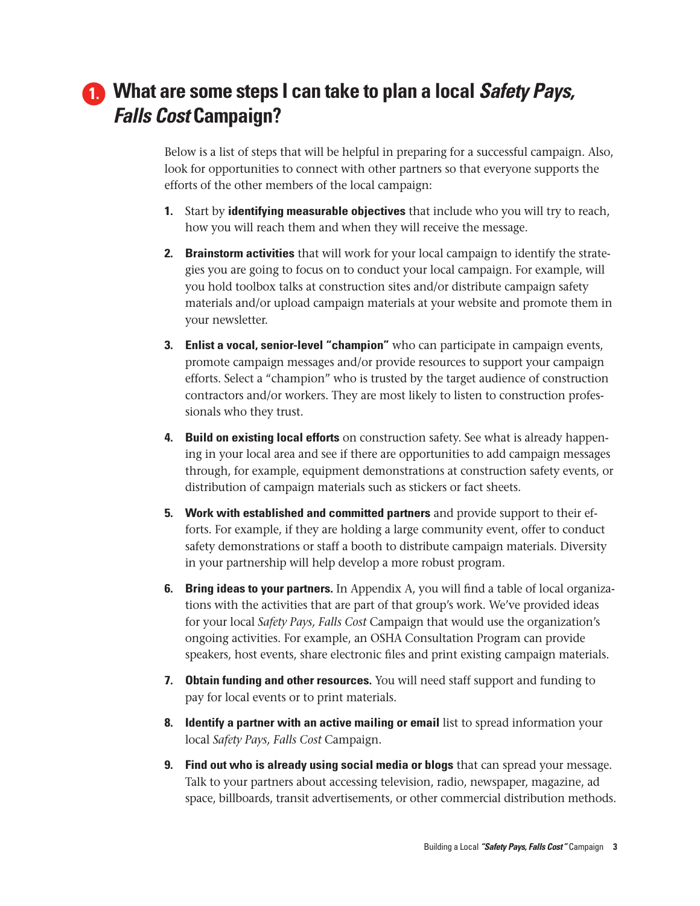# 1. What are some steps I can take to plan a local *Safety Pays, Falls Cost* Campaign?

Below is a list of steps that will be helpful in preparing for a successful campaign. Also, look for opportunities to connect with other partners so that everyone supports the efforts of the other members of the local campaign:

1. Start by **identifying measurable objectives** that include who you will try to reach, how you will reach them and when they will receive the message.
2. **Brainstorm activities** that will work for your local campaign to identify the strategies you are going to focus on to conduct your local campaign. For example, will you hold toolbox talks at construction sites and/or distribute campaign safety materials and/or upload campaign materials at your website and promote them in your newsletter.
3. **Enlist a vocal, senior-level "champion"** who can participate in campaign events, promote campaign messages and/or provide resources to support your campaign efforts. Select a "champion" who is trusted by the target audience of construction contractors and/or workers. They are most likely to listen to construction professionals who they trust.
4. **Build on existing local efforts** on construction safety. See what is already happening in your local area and see if there are opportunities to add campaign messages through, for example, equipment demonstrations at construction safety events, or distribution of campaign materials such as stickers or fact sheets.
5. **Work with established and committed partners** and provide support to their efforts. For example, if they are holding a large community event, offer to conduct safety demonstrations or staff a booth to distribute campaign materials. Diversity in your partnership will help develop a more robust program.
6. **Bring ideas to your partners.** In Appendix A, you will find a table of local organizations with the activities that are part of that group's work. We've provided ideas for your local *Safety Pays, Falls Cost* Campaign that would use the organization's ongoing activities. For example, an OSHA Consultation Program can provide speakers, host events, share electronic files and print existing campaign materials.
7. **Obtain funding and other resources.** You will need staff support and funding to pay for local events or to print materials.
8. **Identify a partner with an active mailing or email** list to spread information your local *Safety Pays, Falls Cost* Campaign.
9. **Find out who is already using social media or blogs** that can spread your message. Talk to your partners about accessing television, radio, newspaper, magazine, ad space, billboards, transit advertisements, or other commercial distribution methods.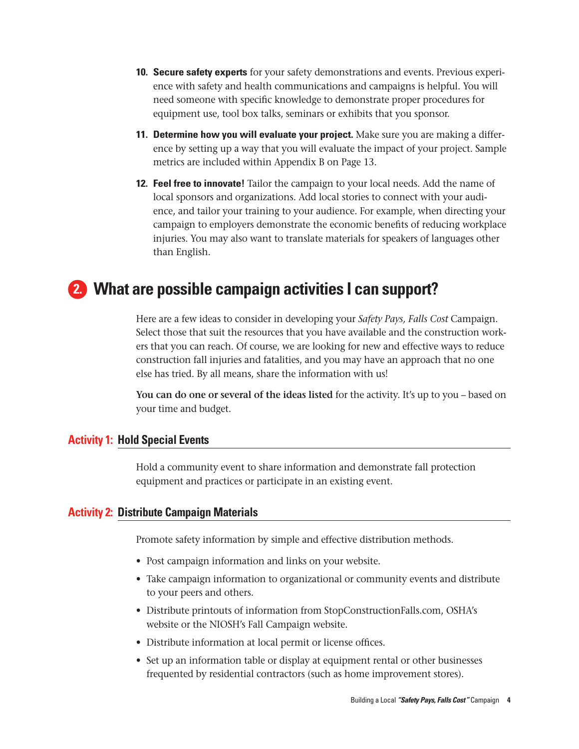10. **Secure safety experts** for your safety demonstrations and events. Previous experience with safety and health communications and campaigns is helpful. You will need someone with specific knowledge to demonstrate proper procedures for equipment use, tool box talks, seminars or exhibits that you sponsor.

11. **Determine how you will evaluate your project.** Make sure you are making a difference by setting up a way that you will evaluate the impact of your project. Sample metrics are included within Appendix B on Page 13.

12. **Feel free to innovate!** Tailor the campaign to your local needs. Add the name of local sponsors and organizations. Add local stories to connect with your audience, and tailor your training to your audience. For example, when directing your campaign to employers demonstrate the economic benefits of reducing workplace injuries. You may also want to translate materials for speakers of languages other than English.

## 2. What are possible campaign activities I can support?

Here are a few ideas to consider in developing your *Safety Pays, Falls Cost* Campaign. Select those that suit the resources that you have available and the construction workers that you can reach. Of course, we are looking for new and effective ways to reduce construction fall injuries and fatalities, and you may have an approach that no one else has tried. By all means, share the information with us!

**You can do one or several of the ideas listed** for the activity. It's up to you – based on your time and budget.

### Activity 1: Hold Special Events

Hold a community event to share information and demonstrate fall protection equipment and practices or participate in an existing event.

### Activity 2: Distribute Campaign Materials

Promote safety information by simple and effective distribution methods.

- Post campaign information and links on your website.
- Take campaign information to organizational or community events and distribute to your peers and others.
- Distribute printouts of information from StopConstructionFalls.com, OSHA's website or the NIOSH's Fall Campaign website.
- Distribute information at local permit or license offices.
- Set up an information table or display at equipment rental or other businesses frequented by residential contractors (such as home improvement stores).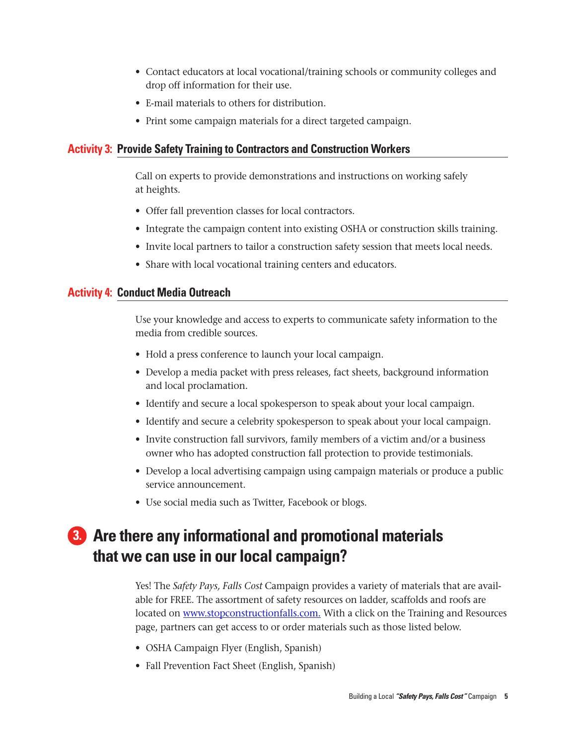- Contact educators at local vocational/training schools or community colleges and drop off information for their use.
- E-mail materials to others for distribution.
- Print some campaign materials for a direct targeted campaign.

### Activity 3: Provide Safety Training to Contractors and Construction Workers

Call on experts to provide demonstrations and instructions on working safely at heights.

- Offer fall prevention classes for local contractors.
- Integrate the campaign content into existing OSHA or construction skills training.
- Invite local partners to tailor a construction safety session that meets local needs.
- Share with local vocational training centers and educators.

### Activity 4: Conduct Media Outreach

Use your knowledge and access to experts to communicate safety information to the media from credible sources.

- Hold a press conference to launch your local campaign.
- Develop a media packet with press releases, fact sheets, background information and local proclamation.
- Identify and secure a local spokesperson to speak about your local campaign.
- Identify and secure a celebrity spokesperson to speak about your local campaign.
- Invite construction fall survivors, family members of a victim and/or a business owner who has adopted construction fall protection to provide testimonials.
- Develop a local advertising campaign using campaign materials or produce a public service announcement.
- Use social media such as Twitter, Facebook or blogs.

## 3. Are there any informational and promotional materials that we can use in our local campaign?

Yes! The *Safety Pays, Falls Cost* Campaign provides a variety of materials that are available for FREE. The assortment of safety resources on ladder, scaffolds and roofs are located on www.stopconstructionfalls.com. With a click on the Training and Resources page, partners can get access to or order materials such as those listed below.

- OSHA Campaign Flyer (English, Spanish)
- Fall Prevention Fact Sheet (English, Spanish)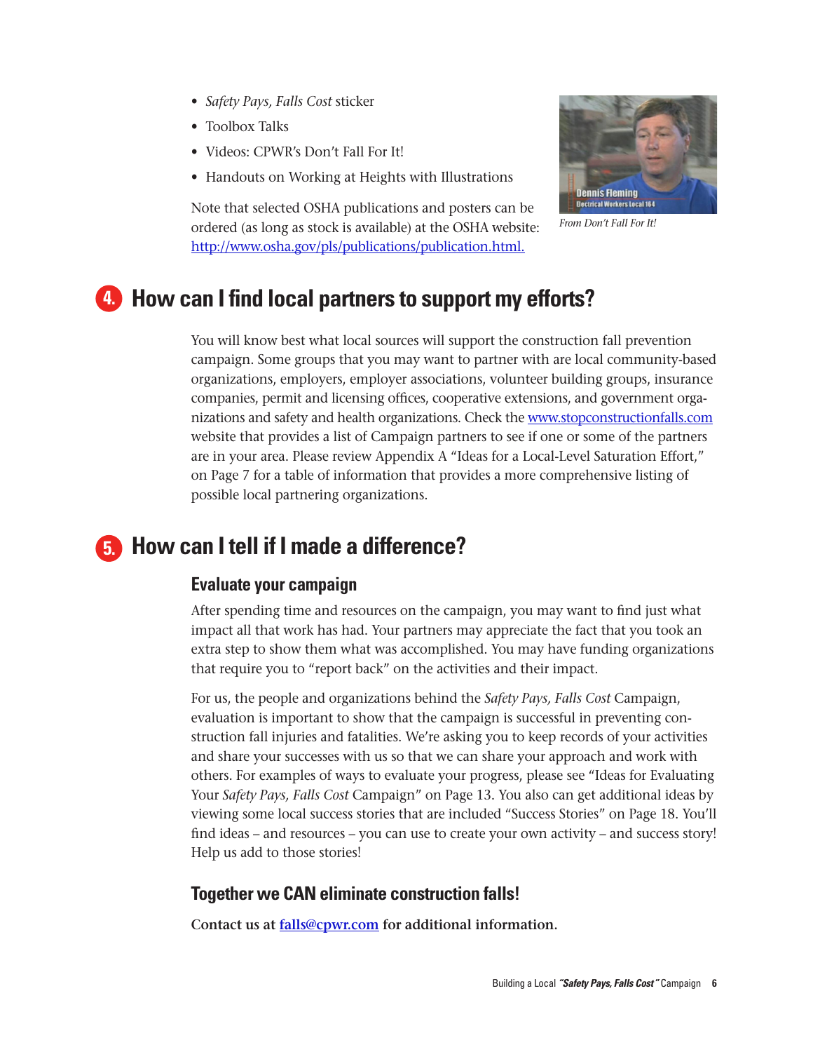- *Safety Pays, Falls Cost* sticker
- Toolbox Talks
- Videos: CPWR's Don't Fall For It!
- Handouts on Working at Heights with Illustrations

Note that selected OSHA publications and posters can be ordered (as long as stock is available) at the OSHA website: [http://www.osha.gov/pls/publications/publication.html.](http://www.osha.gov/pls/publications/publication.html)

*From Don't Fall For It!*

## 4. How can I find local partners to support my efforts?

You will know best what local sources will support the construction fall prevention campaign. Some groups that you may want to partner with are local community-based organizations, employers, employer associations, volunteer building groups, insurance companies, permit and licensing offices, cooperative extensions, and government organizations and safety and health organizations. Check the [www.stopconstructionfalls.com](http://www.stopconstructionfalls.com) website that provides a list of Campaign partners to see if one or some of the partners are in your area. Please review Appendix A "Ideas for a Local-Level Saturation Effort," on Page 7 for a table of information that provides a more comprehensive listing of possible local partnering organizations.

## 5. How can I tell if I made a difference?

### Evaluate your campaign

After spending time and resources on the campaign, you may want to find just what impact all that work has had. Your partners may appreciate the fact that you took an extra step to show them what was accomplished. You may have funding organizations that require you to "report back" on the activities and their impact.

For us, the people and organizations behind the *Safety Pays, Falls Cost* Campaign, evaluation is important to show that the campaign is successful in preventing construction fall injuries and fatalities. We're asking you to keep records of your activities and share your successes with us so that we can share your approach and work with others. For examples of ways to evaluate your progress, please see "Ideas for Evaluating Your *Safety Pays, Falls Cost* Campaign" on Page 13. You also can get additional ideas by viewing some local success stories that are included "Success Stories" on Page 18. You'll find ideas – and resources – you can use to create your own activity – and success story! Help us add to those stories!

### Together we CAN eliminate construction falls!

**Contact us at [falls@cpwr.com](mailto:falls@cpwr.com) for additional information.**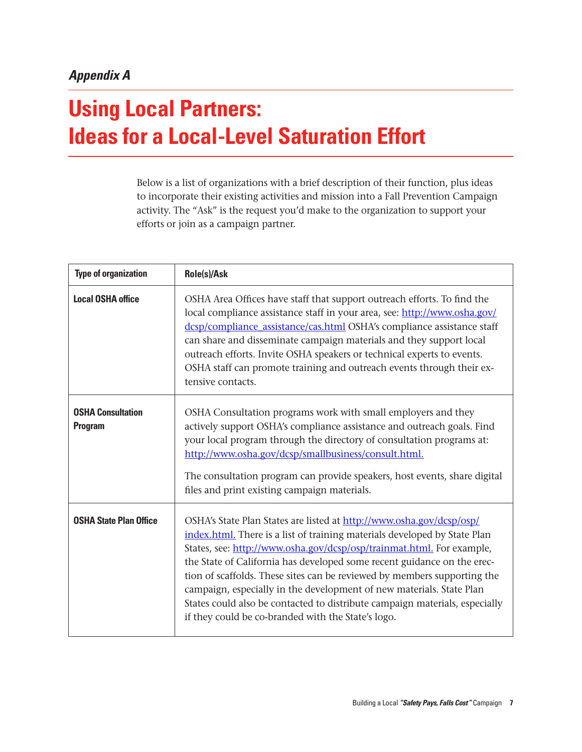*Appendix A*

# Using Local Partners: Ideas for a Local-Level Saturation Effort

Below is a list of organizations with a brief description of their function, plus ideas to incorporate their existing activities and mission into a Fall Prevention Campaign activity. The "Ask" is the request you'd make to the organization to support your efforts or join as a campaign partner.

| Type of organization | Role(s)/Ask |
|---|---|
| **Local OSHA office** | OSHA Area Offices have staff that support outreach efforts. To find the local compliance assistance staff in your area, see: http://www.osha.gov/dcsp/compliance_assistance/cas.html OSHA's compliance assistance staff can share and disseminate campaign materials and they support local outreach efforts. Invite OSHA speakers or technical experts to events. OSHA staff can promote training and outreach events through their extensive contacts. |
| **OSHA Consultation Program** | OSHA Consultation programs work with small employers and they actively support OSHA's compliance assistance and outreach goals. Find your local program through the directory of consultation programs at: http://www.osha.gov/dcsp/smallbusiness/consult.html. <br><br> The consultation program can provide speakers, host events, share digital files and print existing campaign materials. |
| **OSHA State Plan Office** | OSHA's State Plan States are listed at http://www.osha.gov/dcsp/osp/index.html. There is a list of training materials developed by State Plan States, see: http://www.osha.gov/dcsp/osp/trainmat.html. For example, the State of California has developed some recent guidance on the erection of scaffolds. These sites can be reviewed by members supporting the campaign, especially in the development of new materials. State Plan States could also be contacted to distribute campaign materials, especially if they could be co-branded with the State's logo. |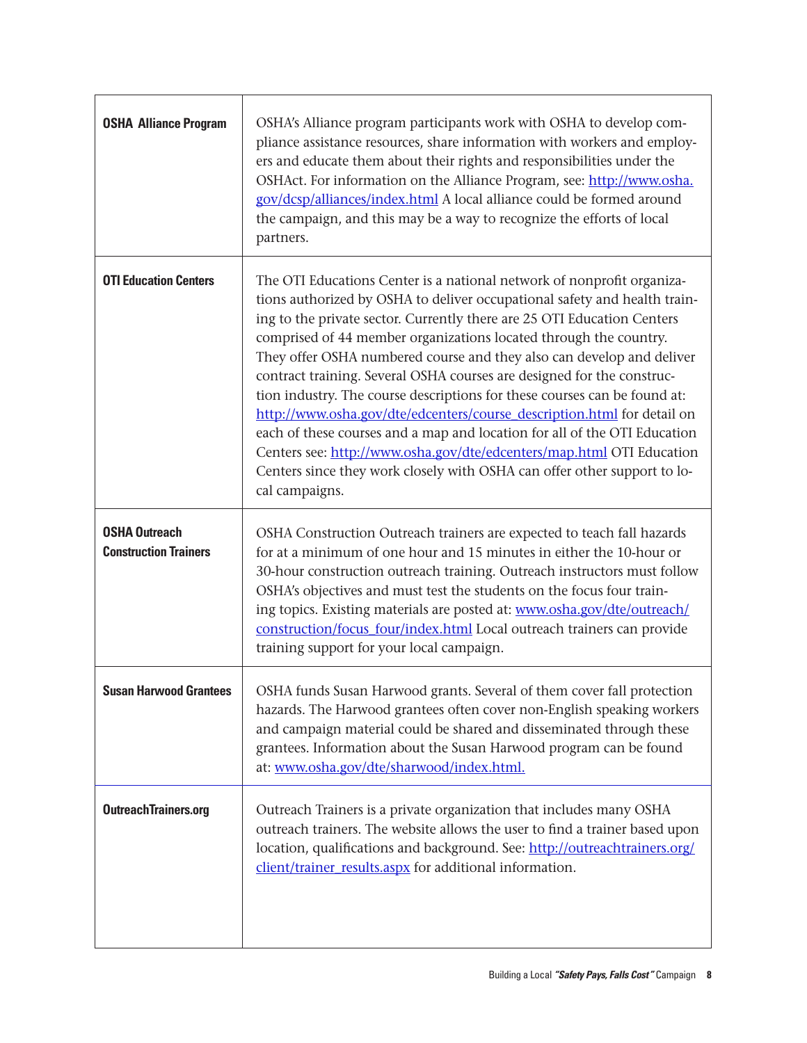| | |
|---|---|
| **OSHA Alliance Program** | OSHA's Alliance program participants work with OSHA to develop compliance assistance resources, share information with workers and employers and educate them about their rights and responsibilities under the OSHAct. For information on the Alliance Program, see: [http://www.osha.gov/dcsp/alliances/index.html](http://www.osha.gov/dcsp/alliances/index.html) A local alliance could be formed around the campaign, and this may be a way to recognize the efforts of local partners. |
| **OTI Education Centers** | The OTI Educations Center is a national network of nonprofit organizations authorized by OSHA to deliver occupational safety and health training to the private sector. Currently there are 25 OTI Education Centers comprised of 44 member organizations located through the country. They offer OSHA numbered course and they also can develop and deliver contract training. Several OSHA courses are designed for the construction industry. The course descriptions for these courses can be found at: [http://www.osha.gov/dte/edcenters/course_description.html](http://www.osha.gov/dte/edcenters/course_description.html) for detail on each of these courses and a map and location for all of the OTI Education Centers see: [http://www.osha.gov/dte/edcenters/map.html](http://www.osha.gov/dte/edcenters/map.html) OTI Education Centers since they work closely with OSHA can offer other support to local campaigns. |
| **OSHA Outreach Construction Trainers** | OSHA Construction Outreach trainers are expected to teach fall hazards for at a minimum of one hour and 15 minutes in either the 10-hour or 30-hour construction outreach training. Outreach instructors must follow OSHA's objectives and must test the students on the focus four training topics. Existing materials are posted at: [www.osha.gov/dte/outreach/construction/focus_four/index.html](www.osha.gov/dte/outreach/construction/focus_four/index.html) Local outreach trainers can provide training support for your local campaign. |
| **Susan Harwood Grantees** | OSHA funds Susan Harwood grants. Several of them cover fall protection hazards. The Harwood grantees often cover non-English speaking workers and campaign material could be shared and disseminated through these grantees. Information about the Susan Harwood program can be found at: [www.osha.gov/dte/sharwood/index.html.](www.osha.gov/dte/sharwood/index.html) |
| **OutreachTrainers.org** | Outreach Trainers is a private organization that includes many OSHA outreach trainers. The website allows the user to find a trainer based upon location, qualifications and background. See: [http://outreachtrainers.org/client/trainer_results.aspx](http://outreachtrainers.org/client/trainer_results.aspx) for additional information. |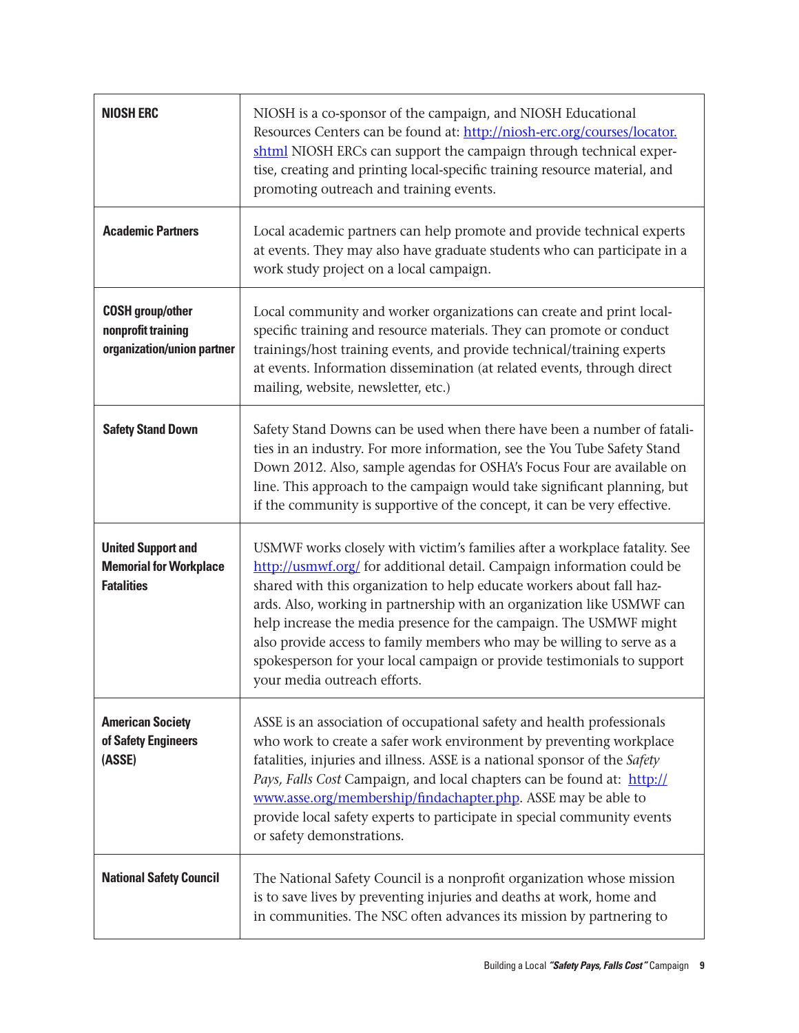| | |
|---|---|
| **NIOSH ERC** | NIOSH is a co-sponsor of the campaign, and NIOSH Educational Resources Centers can be found at: http://niosh-erc.org/courses/locator.shtml NIOSH ERCs can support the campaign through technical expertise, creating and printing local-specific training resource material, and promoting outreach and training events. |
| **Academic Partners** | Local academic partners can help promote and provide technical experts at events. They may also have graduate students who can participate in a work study project on a local campaign. |
| **COSH group/other nonprofit training organization/union partner** | Local community and worker organizations can create and print local-specific training and resource materials. They can promote or conduct trainings/host training events, and provide technical/training experts at events. Information dissemination (at related events, through direct mailing, website, newsletter, etc.) |
| **Safety Stand Down** | Safety Stand Downs can be used when there have been a number of fatalities in an industry. For more information, see the You Tube Safety Stand Down 2012. Also, sample agendas for OSHA's Focus Four are available on line. This approach to the campaign would take significant planning, but if the community is supportive of the concept, it can be very effective. |
| **United Support and Memorial for Workplace Fatalities** | USMWF works closely with victim's families after a workplace fatality. See http://usmwf.org/ for additional detail. Campaign information could be shared with this organization to help educate workers about fall hazards. Also, working in partnership with an organization like USMWF can help increase the media presence for the campaign. The USMWF might also provide access to family members who may be willing to serve as a spokesperson for your local campaign or provide testimonials to support your media outreach efforts. |
| **American Society of Safety Engineers (ASSE)** | ASSE is an association of occupational safety and health professionals who work to create a safer work environment by preventing workplace fatalities, injuries and illness. ASSE is a national sponsor of the *Safety Pays, Falls Cost* Campaign, and local chapters can be found at: http://www.asse.org/membership/findachapter.php. ASSE may be able to provide local safety experts to participate in special community events or safety demonstrations. |
| **National Safety Council** | The National Safety Council is a nonprofit organization whose mission is to save lives by preventing injuries and deaths at work, home and in communities. The NSC often advances its mission by partnering to |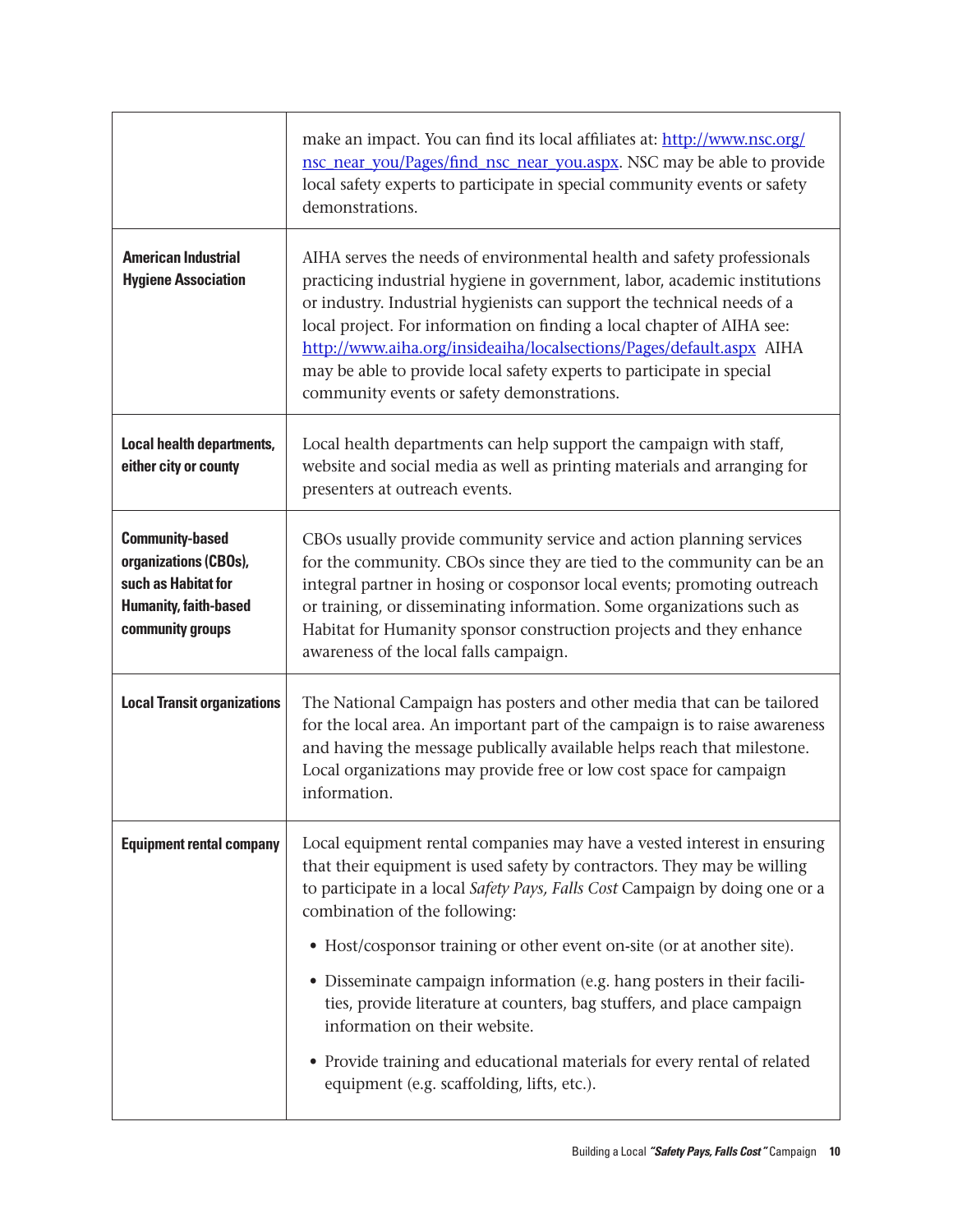| | |
|---|---|
| | make an impact. You can find its local affiliates at: [http://www.nsc.org/nsc_near_you/Pages/find_nsc_near_you.aspx](http://www.nsc.org/nsc_near_you/Pages/find_nsc_near_you.aspx). NSC may be able to provide local safety experts to participate in special community events or safety demonstrations. |
| **American Industrial Hygiene Association** | AIHA serves the needs of environmental health and safety professionals practicing industrial hygiene in government, labor, academic institutions or industry. Industrial hygienists can support the technical needs of a local project. For information on finding a local chapter of AIHA see: [http://www.aiha.org/insideaiha/localsections/Pages/default.aspx](http://www.aiha.org/insideaiha/localsections/Pages/default.aspx) AIHA may be able to provide local safety experts to participate in special community events or safety demonstrations. |
| **Local health departments, either city or county** | Local health departments can help support the campaign with staff, website and social media as well as printing materials and arranging for presenters at outreach events. |
| **Community-based organizations (CBOs), such as Habitat for Humanity, faith-based community groups** | CBOs usually provide community service and action planning services for the community. CBOs since they are tied to the community can be an integral partner in hosing or cosponsor local events; promoting outreach or training, or disseminating information. Some organizations such as Habitat for Humanity sponsor construction projects and they enhance awareness of the local falls campaign. |
| **Local Transit organizations** | The National Campaign has posters and other media that can be tailored for the local area. An important part of the campaign is to raise awareness and having the message publically available helps reach that milestone. Local organizations may provide free or low cost space for campaign information. |
| **Equipment rental company** | Local equipment rental companies may have a vested interest in ensuring that their equipment is used safety by contractors. They may be willing to participate in a local *Safety Pays, Falls Cost* Campaign by doing one or a combination of the following:<br>• Host/cosponsor training or other event on-site (or at another site).<br>• Disseminate campaign information (e.g. hang posters in their facilities, provide literature at counters, bag stuffers, and place campaign information on their website.<br>• Provide training and educational materials for every rental of related equipment (e.g. scaffolding, lifts, etc.). |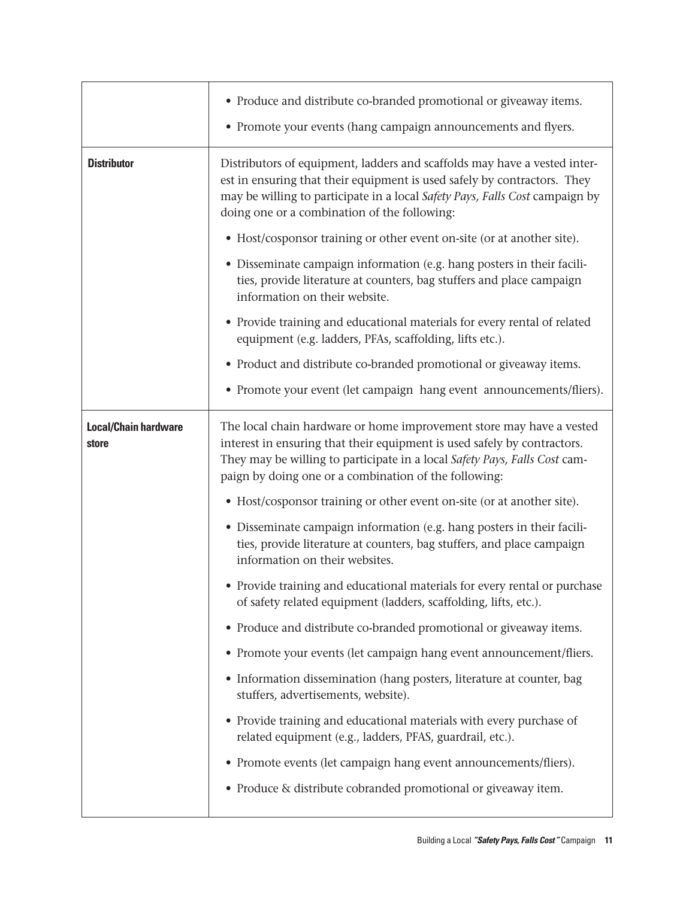| | |
|---|---|
| | • Produce and distribute co-branded promotional or giveaway items.<br>• Promote your events (hang campaign announcements and flyers. |
| **Distributor** | Distributors of equipment, ladders and scaffolds may have a vested interest in ensuring that their equipment is used safely by contractors. They may be willing to participate in a local *Safety Pays, Falls Cost* campaign by doing one or a combination of the following:<br>• Host/cosponsor training or other event on-site (or at another site).<br>• Disseminate campaign information (e.g. hang posters in their facilities, provide literature at counters, bag stuffers and place campaign information on their website.<br>• Provide training and educational materials for every rental of related equipment (e.g. ladders, PFAs, scaffolding, lifts etc.).<br>• Product and distribute co-branded promotional or giveaway items.<br>• Promote your event (let campaign hang event announcements/fliers). |
| **Local/Chain hardware store** | The local chain hardware or home improvement store may have a vested interest in ensuring that their equipment is used safely by contractors. They may be willing to participate in a local *Safety Pays, Falls Cost* campaign by doing one or a combination of the following:<br>• Host/cosponsor training or other event on-site (or at another site).<br>• Disseminate campaign information (e.g. hang posters in their facilities, provide literature at counters, bag stuffers, and place campaign information on their websites.<br>• Provide training and educational materials for every rental or purchase of safety related equipment (ladders, scaffolding, lifts, etc.).<br>• Produce and distribute co-branded promotional or giveaway items.<br>• Promote your events (let campaign hang event announcement/fliers.<br>• Information dissemination (hang posters, literature at counter, bag stuffers, advertisements, website).<br>• Provide training and educational materials with every purchase of related equipment (e.g., ladders, PFAS, guardrail, etc.).<br>• Promote events (let campaign hang event announcements/fliers).<br>• Produce & distribute cobranded promotional or giveaway item. |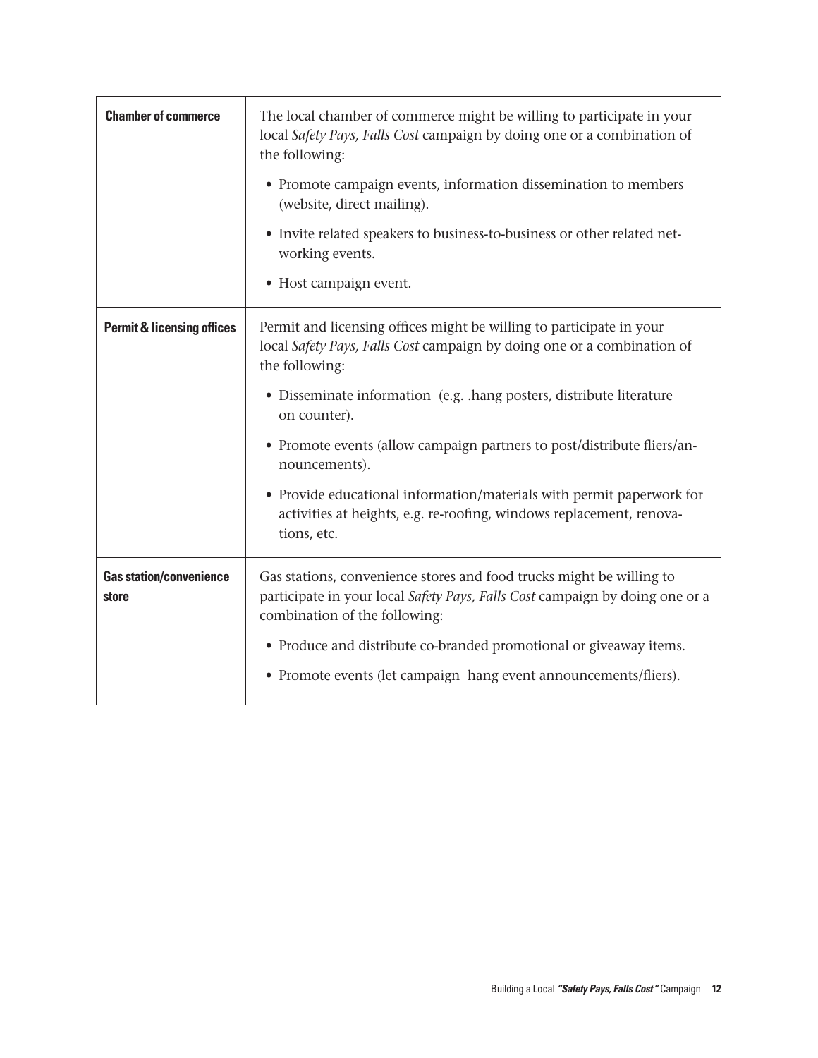| | |
|---|---|
| **Chamber of commerce** | The local chamber of commerce might be willing to participate in your local *Safety Pays, Falls Cost* campaign by doing one or a combination of the following:<br>• Promote campaign events, information dissemination to members (website, direct mailing).<br>• Invite related speakers to business-to-business or other related networking events.<br>• Host campaign event. |
| **Permit & licensing offices** | Permit and licensing offices might be willing to participate in your local *Safety Pays, Falls Cost* campaign by doing one or a combination of the following:<br>• Disseminate information (e.g. .hang posters, distribute literature on counter).<br>• Promote events (allow campaign partners to post/distribute fliers/announcements).<br>• Provide educational information/materials with permit paperwork for activities at heights, e.g. re-roofing, windows replacement, renovations, etc. |
| **Gas station/convenience store** | Gas stations, convenience stores and food trucks might be willing to participate in your local *Safety Pays, Falls Cost* campaign by doing one or a combination of the following:<br>• Produce and distribute co-branded promotional or giveaway items.<br>• Promote events (let campaign hang event announcements/fliers). |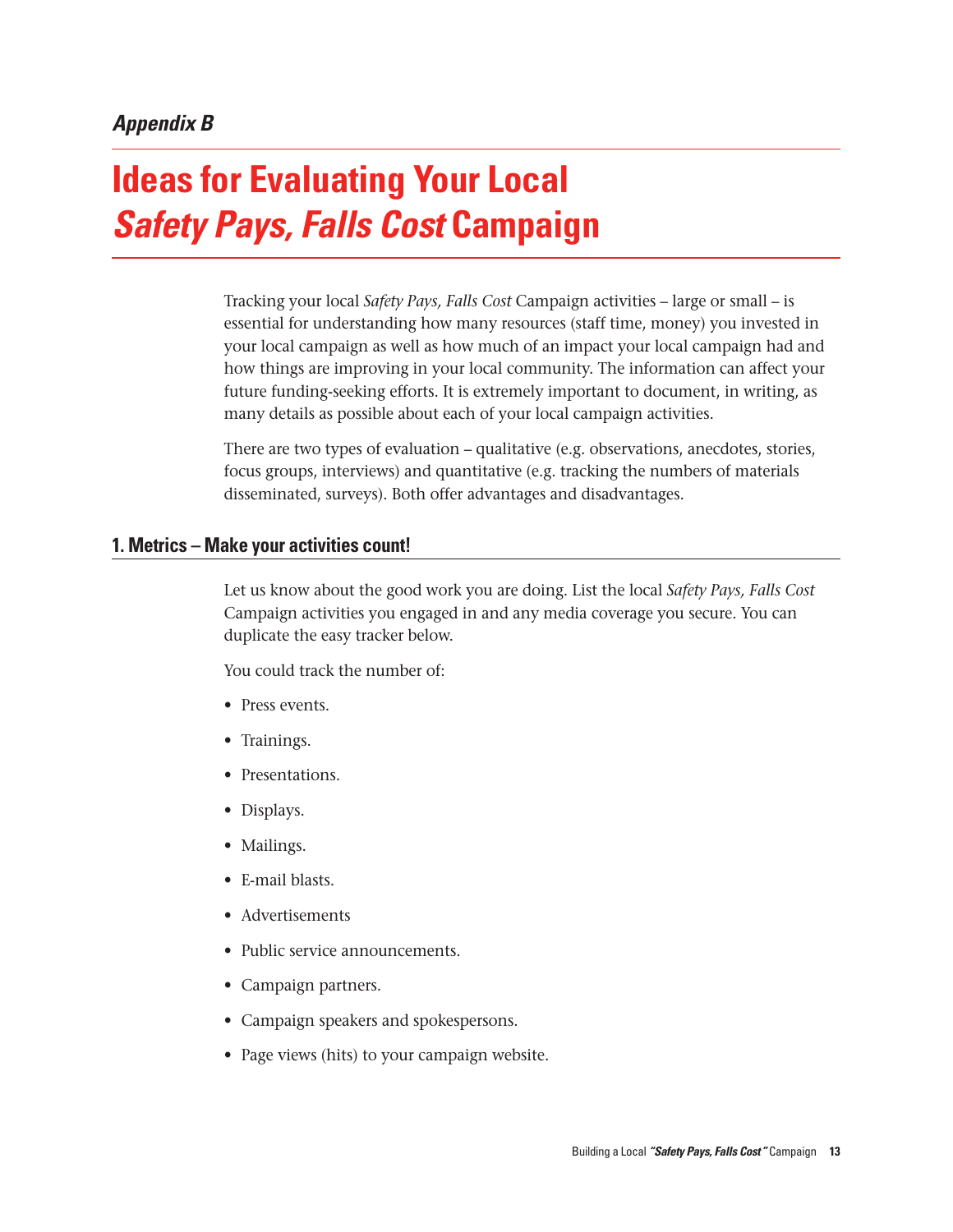*Appendix B*

# Ideas for Evaluating Your Local *Safety Pays, Falls Cost* Campaign

Tracking your local *Safety Pays, Falls Cost* Campaign activities – large or small – is essential for understanding how many resources (staff time, money) you invested in your local campaign as well as how much of an impact your local campaign had and how things are improving in your local community. The information can affect your future funding-seeking efforts. It is extremely important to document, in writing, as many details as possible about each of your local campaign activities.

There are two types of evaluation – qualitative (e.g. observations, anecdotes, stories, focus groups, interviews) and quantitative (e.g. tracking the numbers of materials disseminated, surveys). Both offer advantages and disadvantages.

## 1. Metrics – Make your activities count!

Let us know about the good work you are doing. List the local *Safety Pays, Falls Cost* Campaign activities you engaged in and any media coverage you secure. You can duplicate the easy tracker below.

You could track the number of:

- Press events.
- Trainings.
- Presentations.
- Displays.
- Mailings.
- E-mail blasts.
- Advertisements
- Public service announcements.
- Campaign partners.
- Campaign speakers and spokespersons.
- Page views (hits) to your campaign website.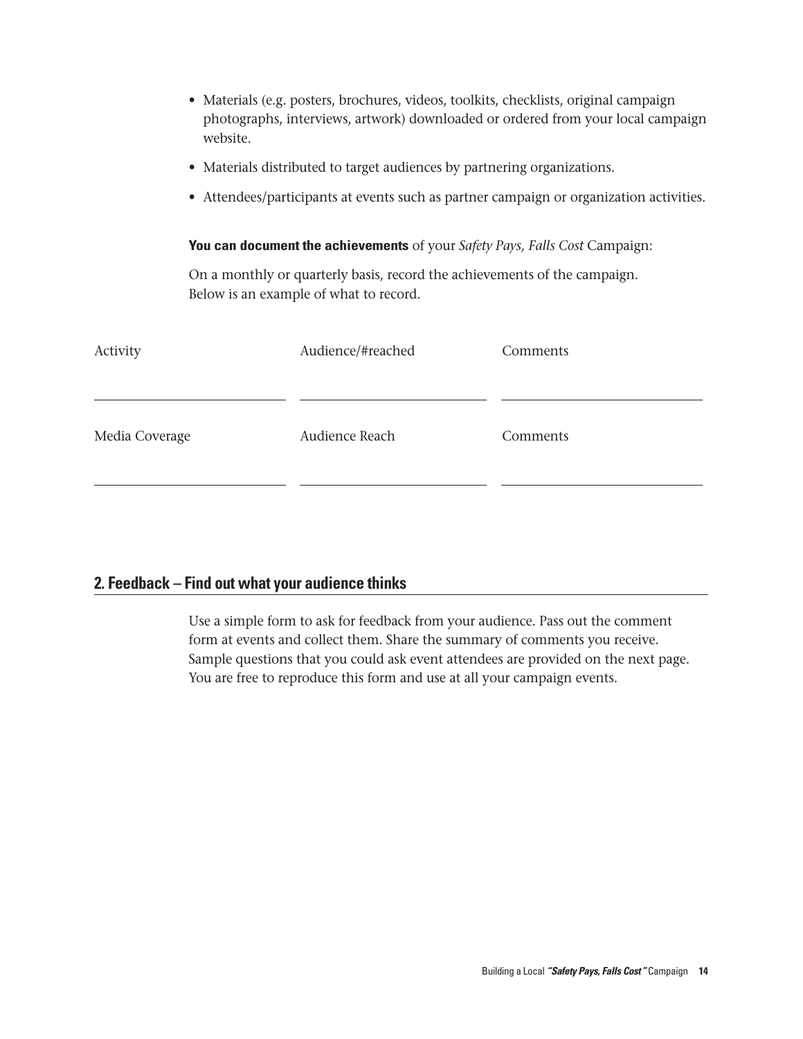- Materials (e.g. posters, brochures, videos, toolkits, checklists, original campaign photographs, interviews, artwork) downloaded or ordered from your local campaign website.
- Materials distributed to target audiences by partnering organizations.
- Attendees/participants at events such as partner campaign or organization activities.

**You can document the achievements** of your *Safety Pays, Falls Cost* Campaign:

On a monthly or quarterly basis, record the achievements of the campaign. Below is an example of what to record.

| Activity | Audience/#reached | Comments |
| --- | --- | --- |
| | | |

| Media Coverage | Audience Reach | Comments |
| --- | --- | --- |
| | | |

## 2. Feedback – Find out what your audience thinks

Use a simple form to ask for feedback from your audience. Pass out the comment form at events and collect them. Share the summary of comments you receive. Sample questions that you could ask event attendees are provided on the next page. You are free to reproduce this form and use at all your campaign events.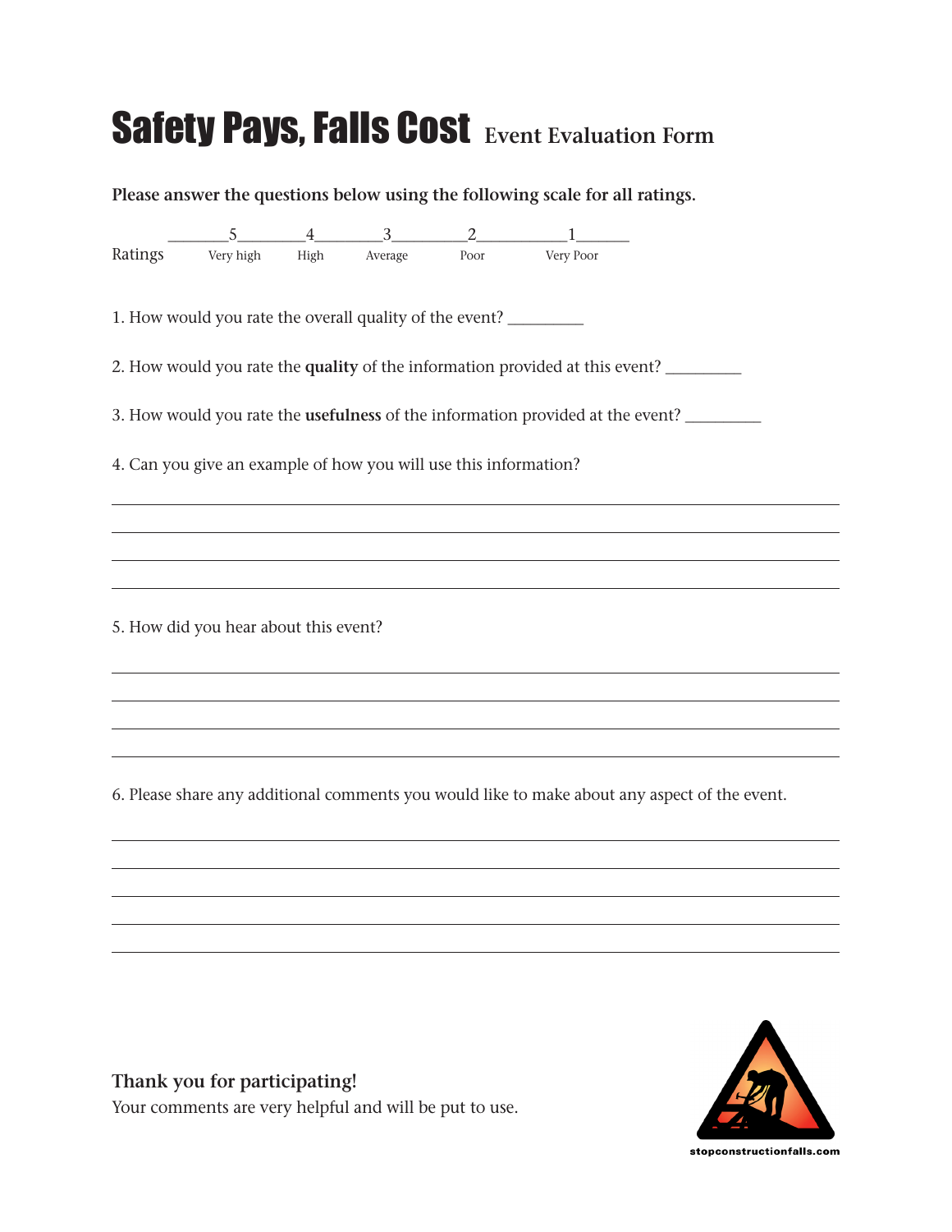# Safety Pays, Falls Cost Event Evaluation Form

**Please answer the questions below using the following scale for all ratings.**

| Ratings | 5 | 4 | 3 | 2 | 1 |
|---|---|---|---|---|---|
| | Very high | High | Average | Poor | Very Poor |

1. How would you rate the overall quality of the event? _________

2. How would you rate the **quality** of the information provided at this event? _________

3. How would you rate the **usefulness** of the information provided at the event? _________

4. Can you give an example of how you will use this information?

______________________________________________________________________

______________________________________________________________________

______________________________________________________________________

______________________________________________________________________

5. How did you hear about this event?

______________________________________________________________________

______________________________________________________________________

______________________________________________________________________

______________________________________________________________________

6. Please share any additional comments you would like to make about any aspect of the event.

______________________________________________________________________

______________________________________________________________________

______________________________________________________________________

______________________________________________________________________

______________________________________________________________________

**Thank you for participating!**

Your comments are very helpful and will be put to use.

stopconstructionfalls.com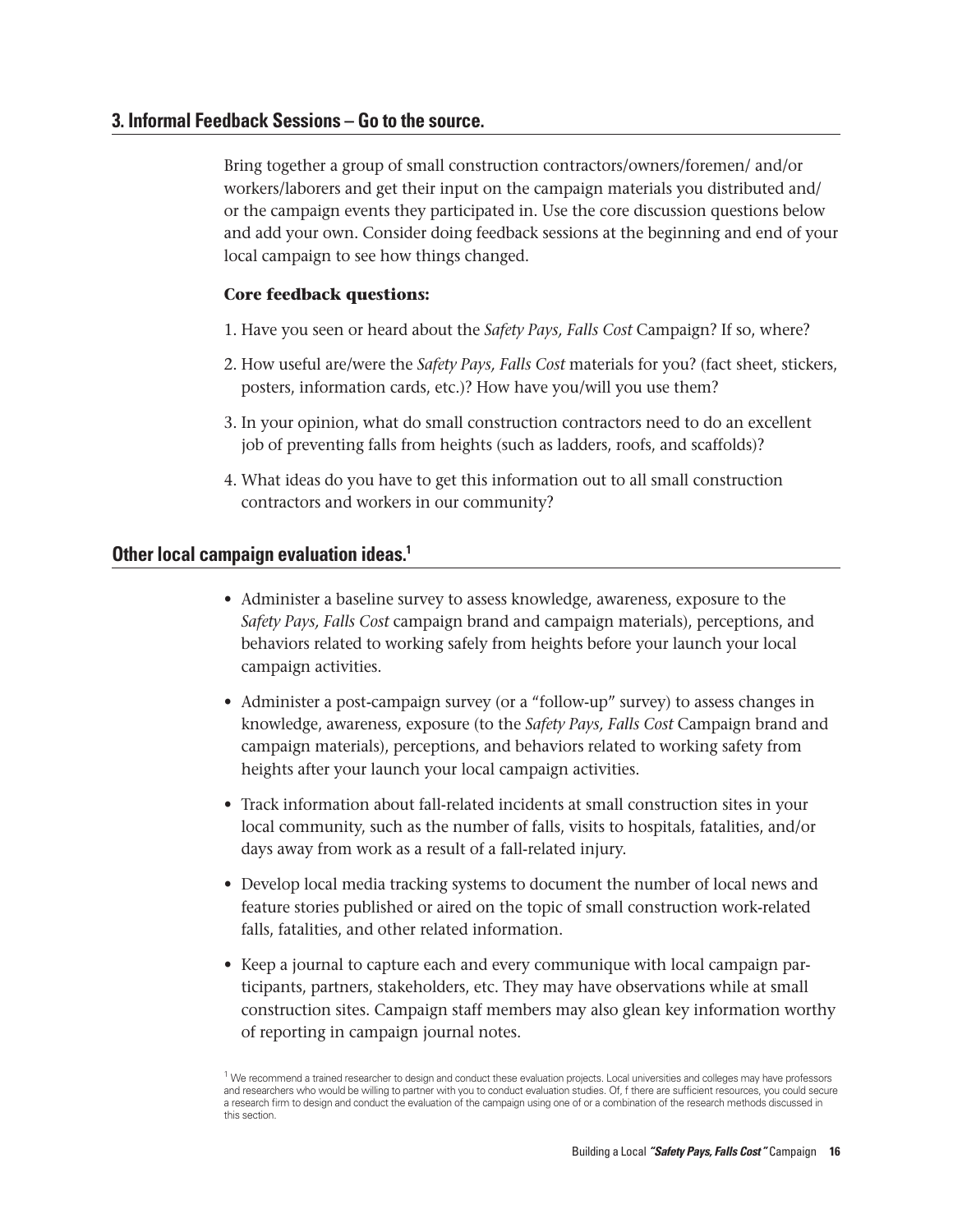## 3. Informal Feedback Sessions – Go to the source.

Bring together a group of small construction contractors/owners/foremen/ and/or workers/laborers and get their input on the campaign materials you distributed and/ or the campaign events they participated in. Use the core discussion questions below and add your own. Consider doing feedback sessions at the beginning and end of your local campaign to see how things changed.

**Core feedback questions:**

1. Have you seen or heard about the *Safety Pays, Falls Cost* Campaign? If so, where?
2. How useful are/were the *Safety Pays, Falls Cost* materials for you? (fact sheet, stickers, posters, information cards, etc.)? How have you/will you use them?
3. In your opinion, what do small construction contractors need to do an excellent job of preventing falls from heights (such as ladders, roofs, and scaffolds)?
4. What ideas do you have to get this information out to all small construction contractors and workers in our community?

## Other local campaign evaluation ideas.[1]

- Administer a baseline survey to assess knowledge, awareness, exposure to the *Safety Pays, Falls Cost* campaign brand and campaign materials), perceptions, and behaviors related to working safely from heights before your launch your local campaign activities.
- Administer a post-campaign survey (or a "follow-up" survey) to assess changes in knowledge, awareness, exposure (to the *Safety Pays, Falls Cost* Campaign brand and campaign materials), perceptions, and behaviors related to working safety from heights after your launch your local campaign activities.
- Track information about fall-related incidents at small construction sites in your local community, such as the number of falls, visits to hospitals, fatalities, and/or days away from work as a result of a fall-related injury.
- Develop local media tracking systems to document the number of local news and feature stories published or aired on the topic of small construction work-related falls, fatalities, and other related information.
- Keep a journal to capture each and every communique with local campaign participants, partners, stakeholders, etc. They may have observations while at small construction sites. Campaign staff members may also glean key information worthy of reporting in campaign journal notes.

[1] We recommend a trained researcher to design and conduct these evaluation projects. Local universities and colleges may have professors and researchers who would be willing to partner with you to conduct evaluation studies. Of, f there are sufficient resources, you could secure a research firm to design and conduct the evaluation of the campaign using one of or a combination of the research methods discussed in this section.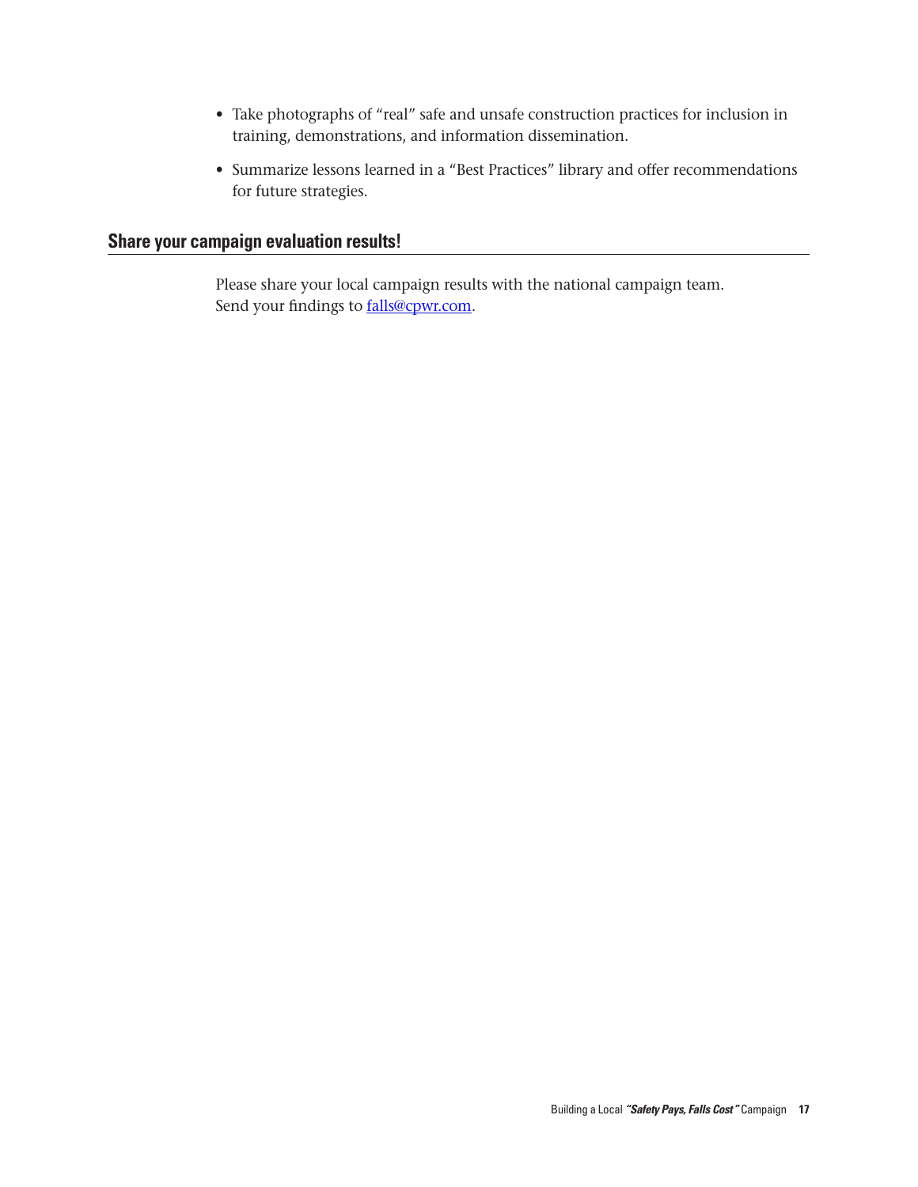- Take photographs of “real” safe and unsafe construction practices for inclusion in training, demonstrations, and information dissemination.
- Summarize lessons learned in a “Best Practices” library and offer recommendations for future strategies.

## Share your campaign evaluation results!

Please share your local campaign results with the national campaign team. Send your findings to falls@cpwr.com.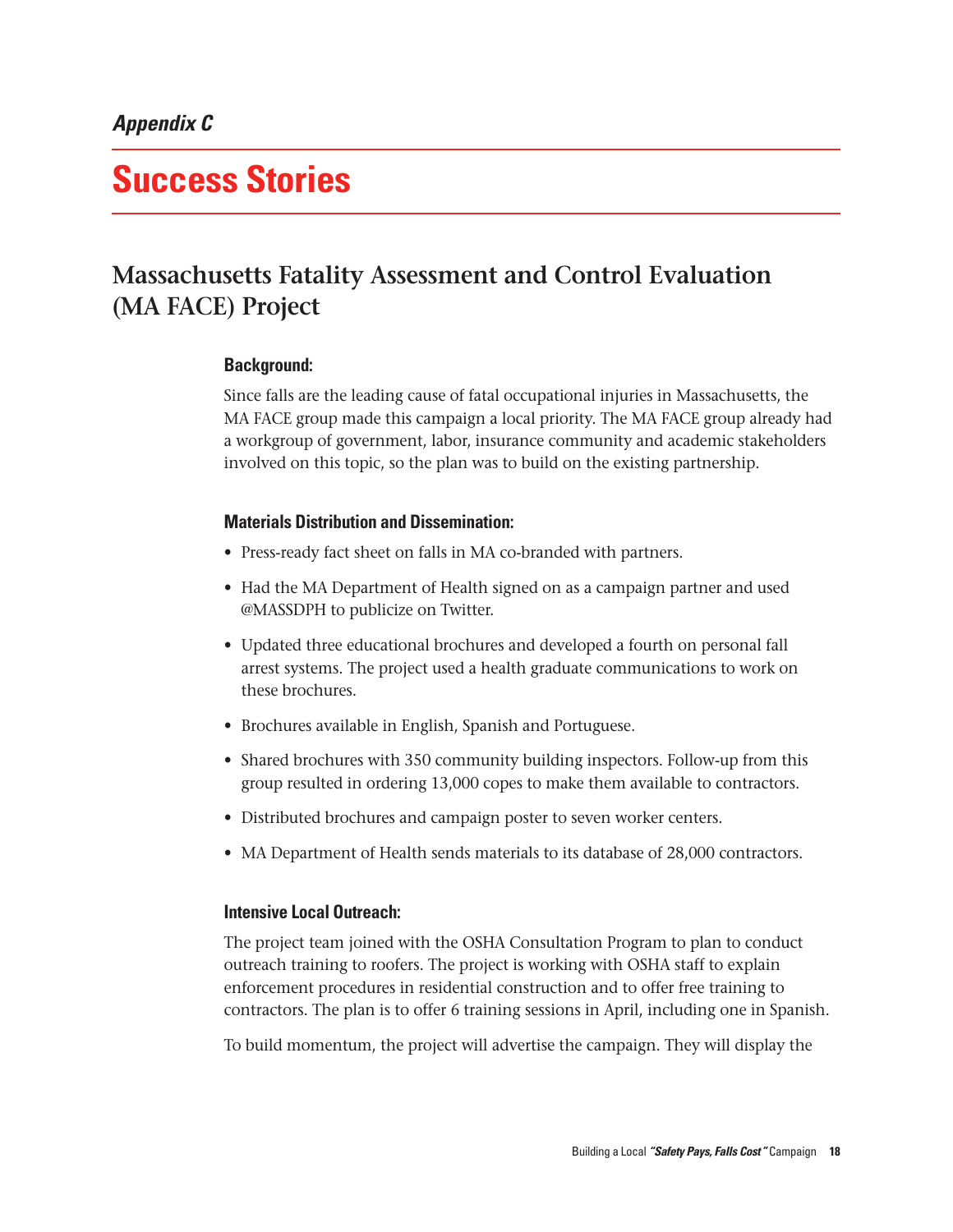*Appendix C*

# Success Stories

## Massachusetts Fatality Assessment and Control Evaluation (MA FACE) Project

### Background:

Since falls are the leading cause of fatal occupational injuries in Massachusetts, the MA FACE group made this campaign a local priority. The MA FACE group already had a workgroup of government, labor, insurance community and academic stakeholders involved on this topic, so the plan was to build on the existing partnership.

### Materials Distribution and Dissemination:

- Press-ready fact sheet on falls in MA co-branded with partners.
- Had the MA Department of Health signed on as a campaign partner and used @MASSDPH to publicize on Twitter.
- Updated three educational brochures and developed a fourth on personal fall arrest systems. The project used a health graduate communications to work on these brochures.
- Brochures available in English, Spanish and Portuguese.
- Shared brochures with 350 community building inspectors. Follow-up from this group resulted in ordering 13,000 copes to make them available to contractors.
- Distributed brochures and campaign poster to seven worker centers.
- MA Department of Health sends materials to its database of 28,000 contractors.

### Intensive Local Outreach:

The project team joined with the OSHA Consultation Program to plan to conduct outreach training to roofers. The project is working with OSHA staff to explain enforcement procedures in residential construction and to offer free training to contractors. The plan is to offer 6 training sessions in April, including one in Spanish.

To build momentum, the project will advertise the campaign. They will display the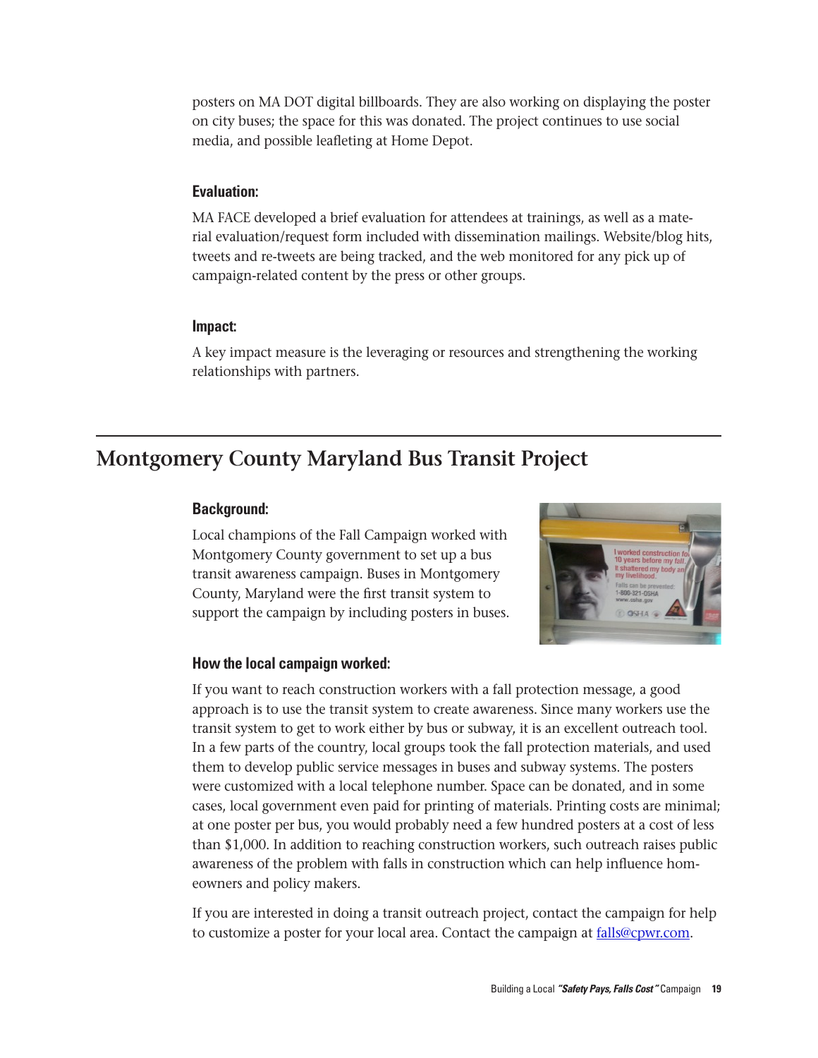posters on MA DOT digital billboards. They are also working on displaying the poster on city buses; the space for this was donated. The project continues to use social media, and possible leafleting at Home Depot.

### Evaluation:

MA FACE developed a brief evaluation for attendees at trainings, as well as a material evaluation/request form included with dissemination mailings. Website/blog hits, tweets and re-tweets are being tracked, and the web monitored for any pick up of campaign-related content by the press or other groups.

### Impact:

A key impact measure is the leveraging or resources and strengthening the working relationships with partners.

## Montgomery County Maryland Bus Transit Project

### Background:

Local champions of the Fall Campaign worked with Montgomery County government to set up a bus transit awareness campaign. Buses in Montgomery County, Maryland were the first transit system to support the campaign by including posters in buses.

### How the local campaign worked:

If you want to reach construction workers with a fall protection message, a good approach is to use the transit system to create awareness. Since many workers use the transit system to get to work either by bus or subway, it is an excellent outreach tool. In a few parts of the country, local groups took the fall protection materials, and used them to develop public service messages in buses and subway systems. The posters were customized with a local telephone number. Space can be donated, and in some cases, local government even paid for printing of materials. Printing costs are minimal; at one poster per bus, you would probably need a few hundred posters at a cost of less than $1,000. In addition to reaching construction workers, such outreach raises public awareness of the problem with falls in construction which can help influence homeowners and policy makers.

If you are interested in doing a transit outreach project, contact the campaign for help to customize a poster for your local area. Contact the campaign at falls@cpwr.com.